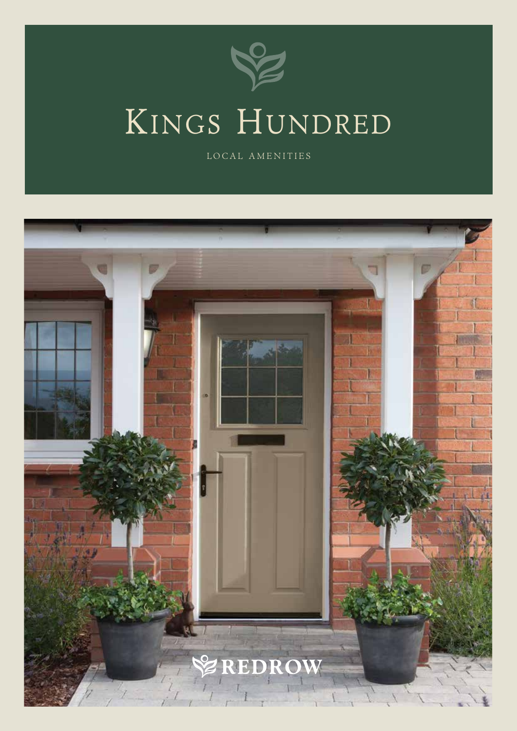# Kings Hundred

LOCAL AMENITIES

REDROW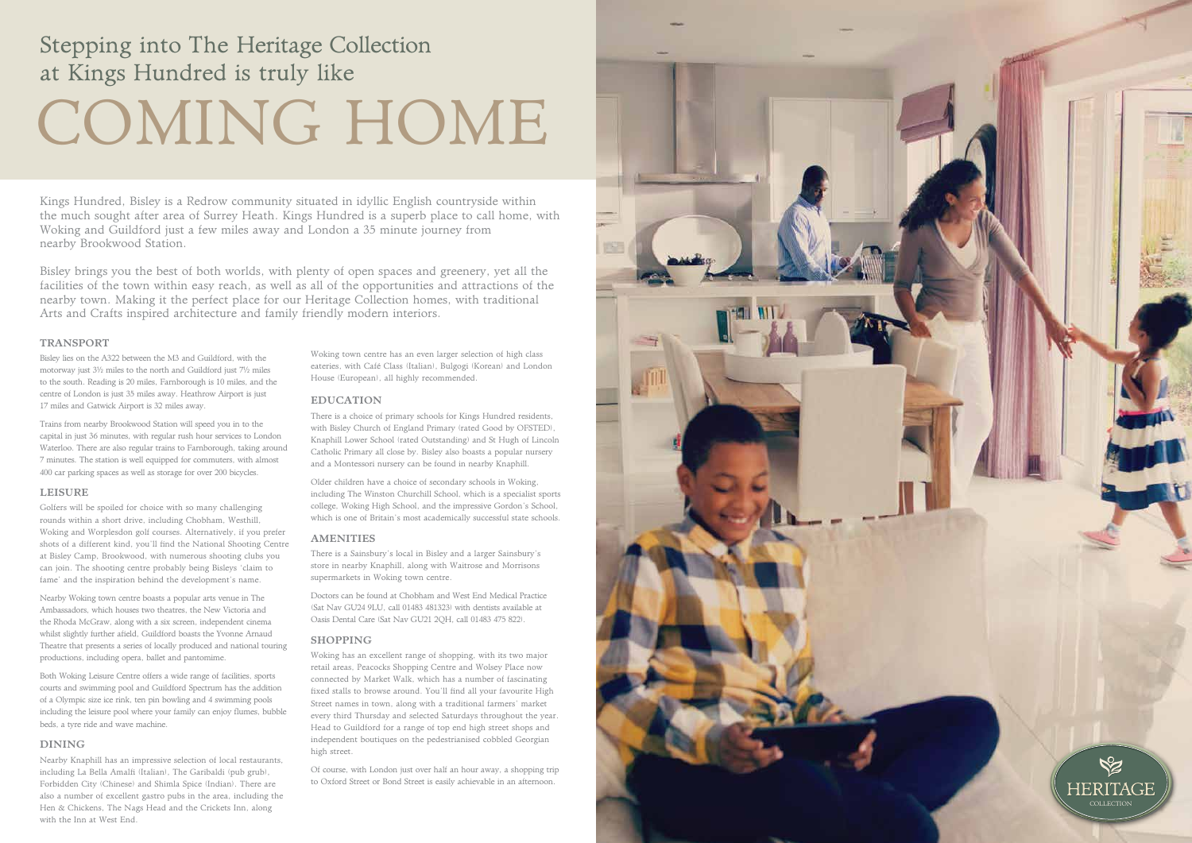# Stepping into The Heritage Collection at Kings Hundred is truly like COMING HOME

Kings Hundred, Bisley is a Redrow community situated in idyllic English countryside within the much sought after area of Surrey Heath. Kings Hundred is a superb place to call home, with Woking and Guildford just a few miles away and London a 35 minute journey from nearby Brookwood Station.

Bisley brings you the best of both worlds, with plenty of open spaces and greenery, yet all the facilities of the town within easy reach, as well as all of the opportunities and attractions of the nearby town. Making it the perfect place for our Heritage Collection homes, with traditional Arts and Crafts inspired architecture and family friendly modern interiors.

## TRANSPORT

Bisley lies on the A322 between the M3 and Guildford, with the motorway just 3½ miles to the north and Guildford just 7½ miles to the south. Reading is 20 miles, Farnborough is 10 miles, and the centre of London is just 35 miles away. Heathrow Airport is just 17 miles and Gatwick Airport is 32 miles away.

Trains from nearby Brookwood Station will speed you in to the capital in just 36 minutes, with regular rush hour services to London Waterloo. There are also regular trains to Farnborough, taking around 7 minutes. The station is well equipped for commuters, with almost 400 car parking spaces as well as storage for over 200 bicycles.

## LEISURE

Golfers will be spoiled for choice with so many challenging rounds within a short drive, including Chobham, Westhill, Woking and Worplesdon golf courses. Alternatively, if you prefer shots of a different kind, you'll find the National Shooting Centre at Bisley Camp, Brookwood, with numerous shooting clubs you can join. The shooting centre probably being Bisleys 'claim to fame' and the inspiration behind the development's name.

Nearby Woking town centre boasts a popular arts venue in The Ambassadors, which houses two theatres, the New Victoria and the Rhoda McGraw, along with a six screen, independent cinema whilst slightly further afield, Guildford boasts the Yvonne Arnaud Theatre that presents a series of locally produced and national touring productions, including opera, ballet and pantomime.

Both Woking Leisure Centre offers a wide range of facilities, sports courts and swimming pool and Guildford Spectrum has the addition of a Olympic size ice rink, ten pin bowling and 4 swimming pools including the leisure pool where your family can enjoy flumes, bubble beds, a tyre ride and wave machine.

## DINING

Nearby Knaphill has an impressive selection of local restaurants, including La Bella Amalfi (Italian), The Garibaldi (pub grub), Forbidden City (Chinese) and Shimla Spice (Indian). There are also a number of excellent gastro pubs in the area, including the Hen & Chickens, The Nags Head and the Crickets Inn, along with the Inn at West End.

Woking town centre has an even larger selection of high class eateries, with Café Class (Italian), Bulgogi (Korean) and London House (European), all highly recommended.

## EDUCATION

There is a choice of primary schools for Kings Hundred residents, with Bisley Church of England Primary (rated Good by OFSTED), Knaphill Lower School (rated Outstanding) and St Hugh of Lincoln Catholic Primary all close by. Bisley also boasts a popular nursery and a Montessori nursery can be found in nearby Knaphill.

Older children have a choice of secondary schools in Woking, including The Winston Churchill School, which is a specialist sports college, Woking High School, and the impressive Gordon's School, which is one of Britain's most academically successful state schools.

## AMENITIES

There is a Sainsbury's local in Bisley and a larger Sainsbury's store in nearby Knaphill, along with Waitrose and Morrisons supermarkets in Woking town centre.

Doctors can be found at Chobham and West End Medical Practice (Sat Nav GU24 9LU, call 01483 481323) with dentists available at Oasis Dental Care (Sat Nav GU21 2QH, call 01483 475 822).

## SHOPPING

Woking has an excellent range of shopping, with its two major retail areas, Peacocks Shopping Centre and Wolsey Place now connected by Market Walk, which has a number of fascinating fixed stalls to browse around. You'll find all your favourite High Street names in town, along with a traditional farmers' market every third Thursday and selected Saturdays throughout the year. Head to Guildford for a range of top end high street shops and independent boutiques on the pedestrianised cobbled Georgian high street.

Of course, with London just over half an hour away, a shopping trip to Oxford Street or Bond Street is easily achievable in an afternoon.

HERITAGE COLLECTION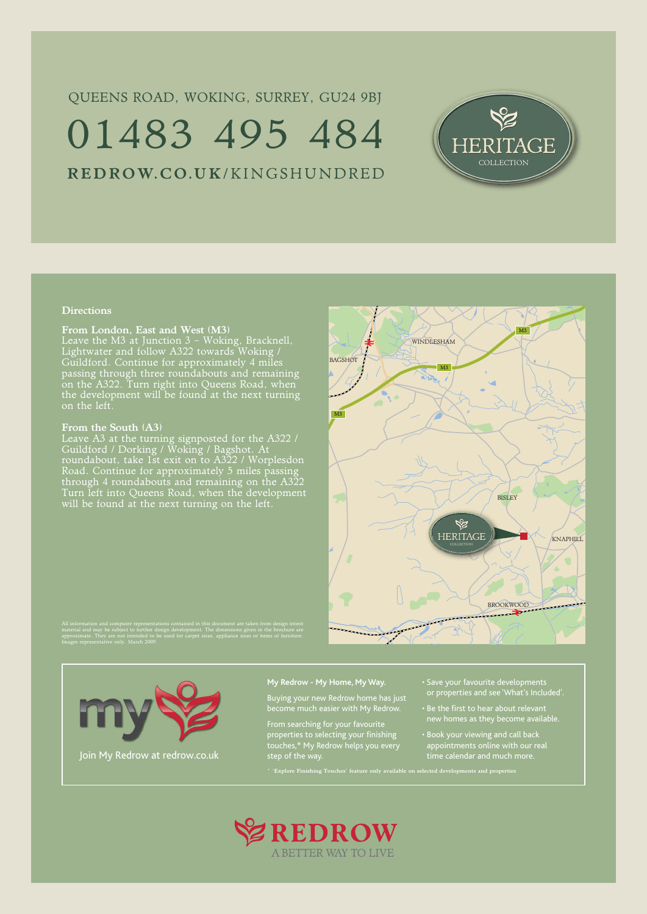QUEENS ROAD, WOKING, SURREY, GU24 9BJ

# 01483 495 484

**REDROW.CO.UK**/KINGSHUNDRED

HERITAGE COLLECTION

## Directions

**From London, East and West (M3)**
Leave the M3 at Junction 3 – Woking, Bracknell, Lightwater and follow A322 towards Woking / Guildford. Continue for approximately 4 miles passing through three roundabouts and remaining on the A322. Turn right into Queens Road, when the development will be found at the next turning on the left.

**From the South (A3)**
Leave A3 at the turning signposted for the A322 / Guildford / Dorking / Woking / Bagshot. At roundabout, take 1st exit on to A322 / Worplesdon Road. Continue for approximately 5 miles passing through 4 roundabouts and remaining on the A322 Turn left into Queens Road, when the development will be found at the next turning on the left.

WINDLESHAM
BAGSHOT
M3
M3
M3
BISLEY
HERITAGE COLLECTION
KNAPHILL
BROOKWOOD

All information and computer representations contained in this document are taken from design intent material and may be subject to further design development. The dimensions given in the brochure are approximate. They are not intended to be used for carpet sizes, appliance sizes or items of furniture. Images representative only. March 2009.

Join My Redrow at redrow.co.uk

**My Redrow - My Home, My Way.**

Buying your new Redrow home has just become much easier with My Redrow.

From searching for your favourite properties to selecting your finishing touches,* My Redrow helps you every step of the way.

- Save your favourite developments or properties and see 'What's Included'.
- Be the first to hear about relevant new homes as they become available.
- Book your viewing and call back appointments online with our real time calendar and much more.

* 'Explore Finishing Touches' feature only available on selected developments and properties

REDROW
A BETTER WAY TO LIVE